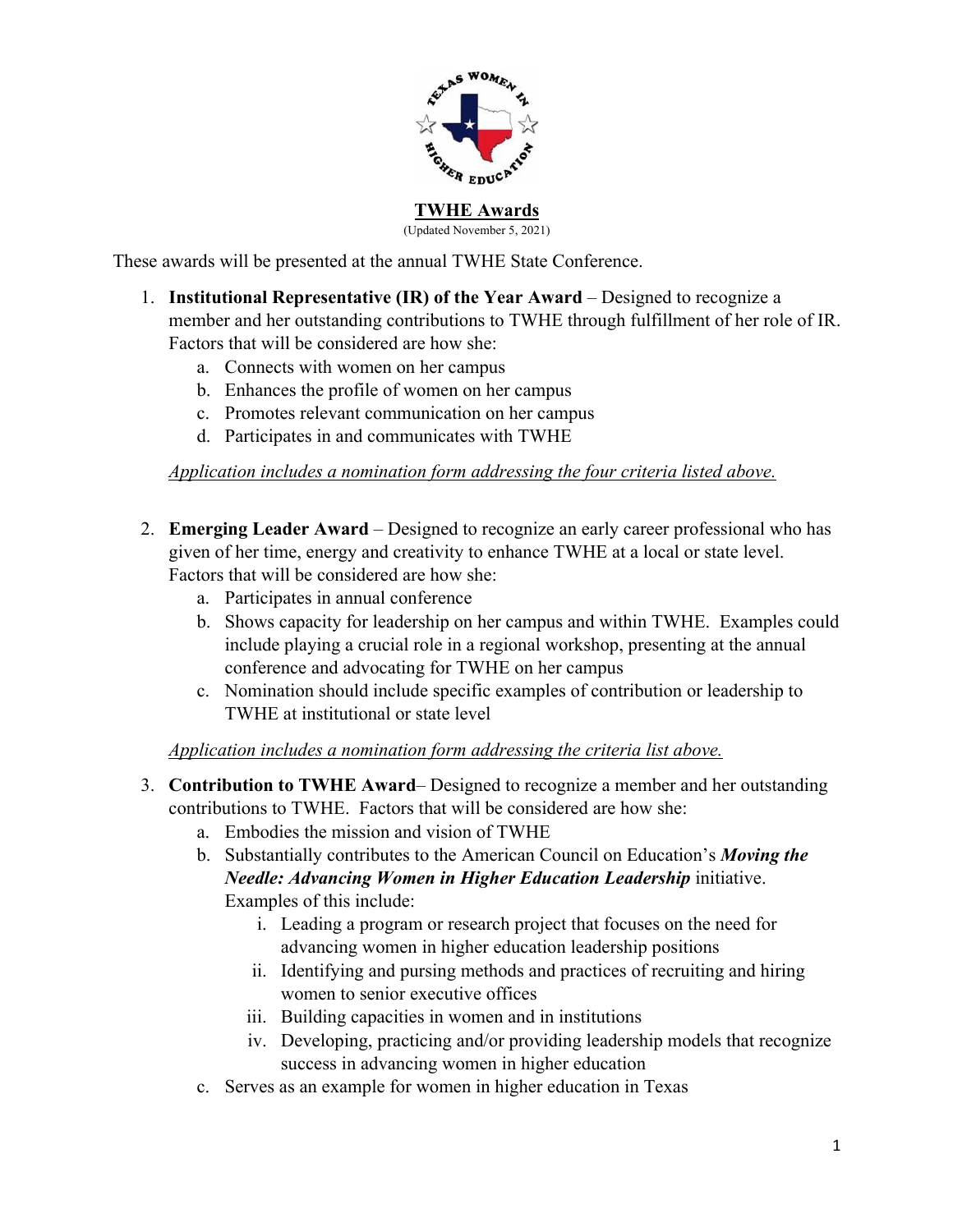# TWHE Awards

(Updated November 5, 2021)

These awards will be presented at the annual TWHE State Conference.

1. **Institutional Representative (IR) of the Year Award** – Designed to recognize a member and her outstanding contributions to TWHE through fulfillment of her role of IR. Factors that will be considered are how she:
   a. Connects with women on her campus
   b. Enhances the profile of women on her campus
   c. Promotes relevant communication on her campus
   d. Participates in and communicates with TWHE

   *Application includes a nomination form addressing the four criteria listed above.*

2. **Emerging Leader Award** – Designed to recognize an early career professional who has given of her time, energy and creativity to enhance TWHE at a local or state level. Factors that will be considered are how she:
   a. Participates in annual conference
   b. Shows capacity for leadership on her campus and within TWHE. Examples could include playing a crucial role in a regional workshop, presenting at the annual conference and advocating for TWHE on her campus
   c. Nomination should include specific examples of contribution or leadership to TWHE at institutional or state level

   *Application includes a nomination form addressing the criteria list above.*

3. **Contribution to TWHE Award**– Designed to recognize a member and her outstanding contributions to TWHE. Factors that will be considered are how she:
   a. Embodies the mission and vision of TWHE
   b. Substantially contributes to the American Council on Education's ***Moving the Needle: Advancing Women in Higher Education Leadership*** initiative. Examples of this include:
      i. Leading a program or research project that focuses on the need for advancing women in higher education leadership positions
      ii. Identifying and pursing methods and practices of recruiting and hiring women to senior executive offices
      iii. Building capacities in women and in institutions
      iv. Developing, practicing and/or providing leadership models that recognize success in advancing women in higher education
   c. Serves as an example for women in higher education in Texas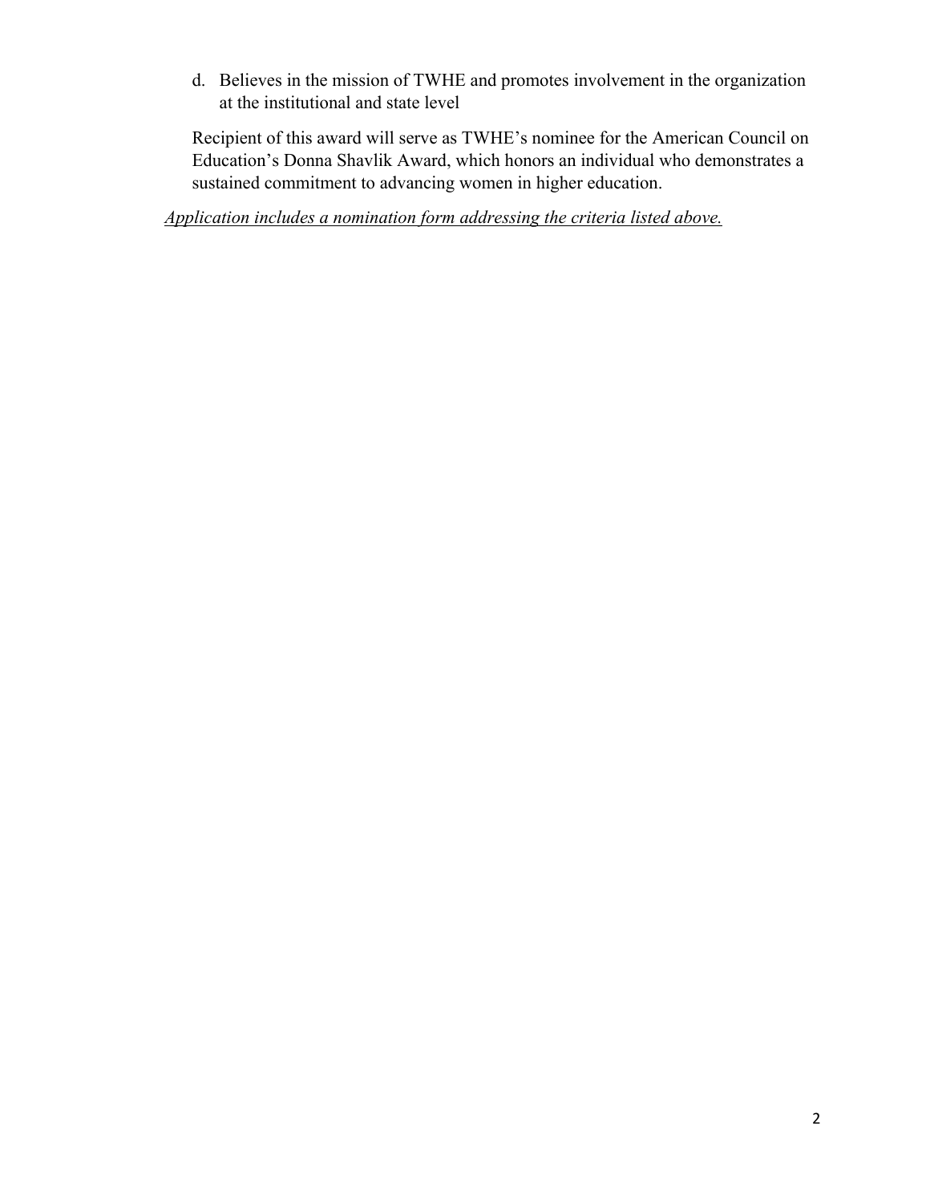d. Believes in the mission of TWHE and promotes involvement in the organization at the institutional and state level

Recipient of this award will serve as TWHE's nominee for the American Council on Education's Donna Shavlik Award, which honors an individual who demonstrates a sustained commitment to advancing women in higher education.

*Application includes a nomination form addressing the criteria listed above.*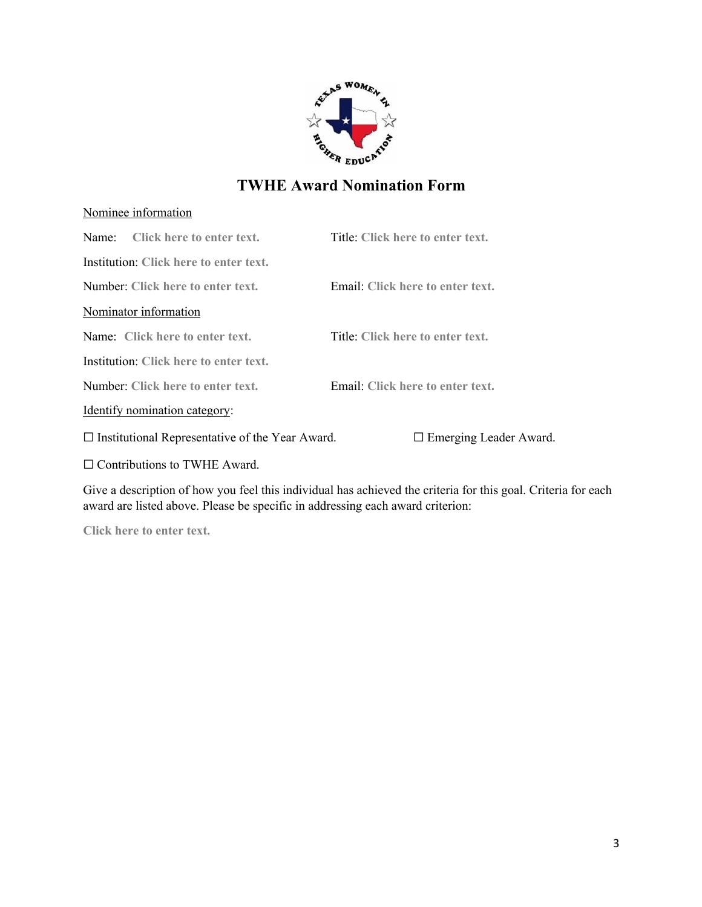# TWHE Award Nomination Form

Nominee information

Name: **Click here to enter text.** Title: **Click here to enter text.**

Institution: **Click here to enter text.**

Number: **Click here to enter text.** Email: **Click here to enter text.**

Nominator information

Name: **Click here to enter text.** Title: **Click here to enter text.**

Institution: **Click here to enter text.**

Number: **Click here to enter text.** Email: **Click here to enter text.**

Identify nomination category:

☐ Institutional Representative of the Year Award.

☐ Emerging Leader Award.

☐ Contributions to TWHE Award.

Give a description of how you feel this individual has achieved the criteria for this goal. Criteria for each award are listed above. Please be specific in addressing each award criterion:

**Click here to enter text.**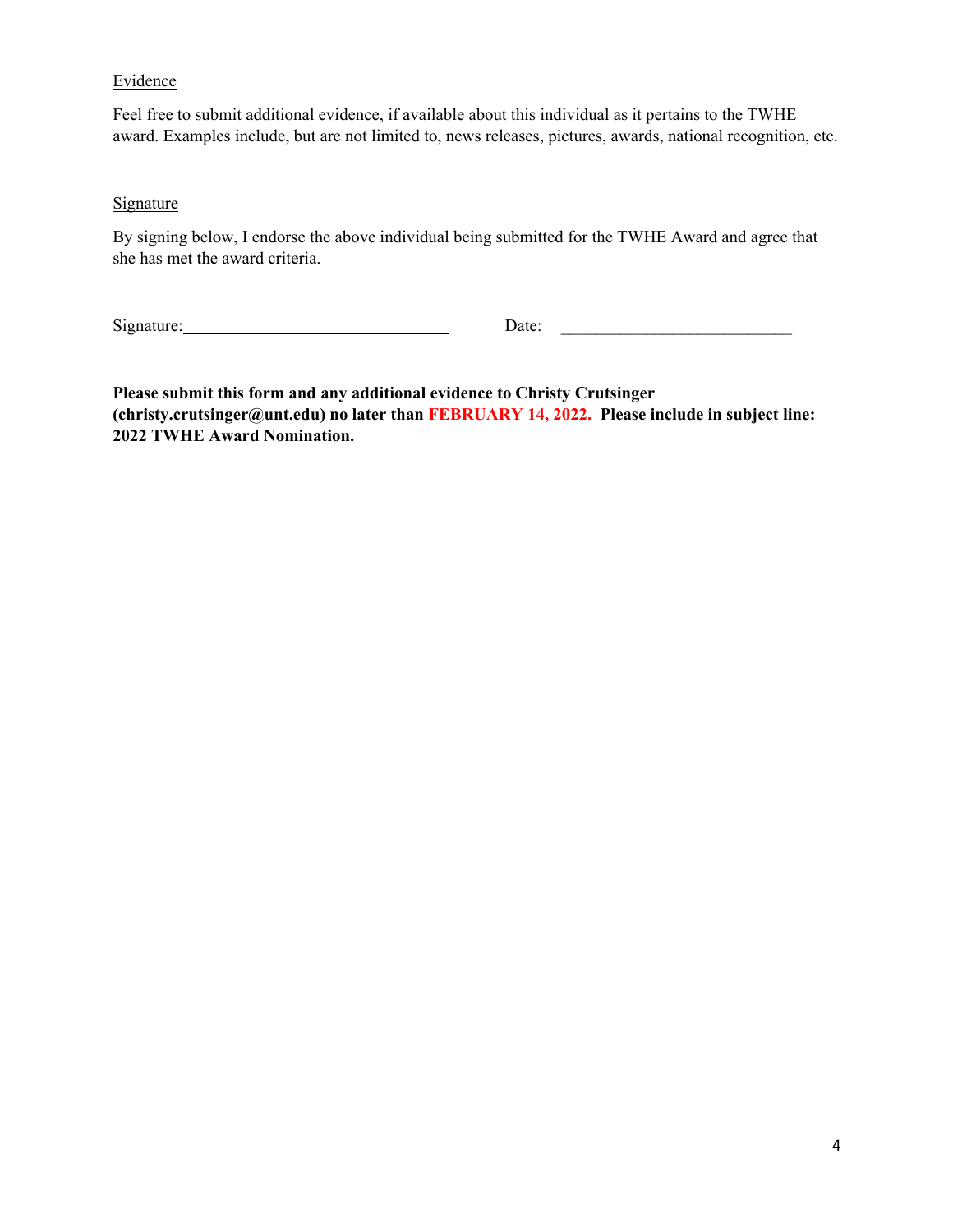Evidence

Feel free to submit additional evidence, if available about this individual as it pertains to the TWHE award. Examples include, but are not limited to, news releases, pictures, awards, national recognition, etc.

Signature

By signing below, I endorse the above individual being submitted for the TWHE Award and agree that she has met the award criteria.

Signature:______________________________ Date: ____________________________

**Please submit this form and any additional evidence to Christy Crutsinger (christy.crutsinger@unt.edu) no later than FEBRUARY 14, 2022. Please include in subject line: 2022 TWHE Award Nomination.**